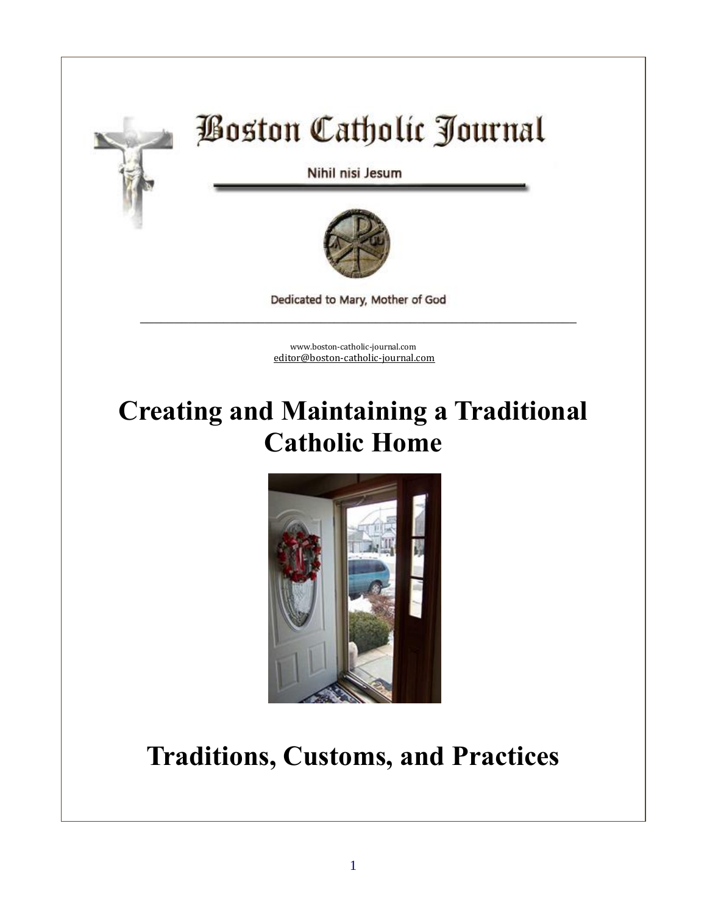Boston Catholic Journal

Nihil nisi Jesum

Dedicated to Mary, Mother of God

www.boston-catholic-journal.com
editor@boston-catholic-journal.com

# Creating and Maintaining a Traditional Catholic Home

# Traditions, Customs, and Practices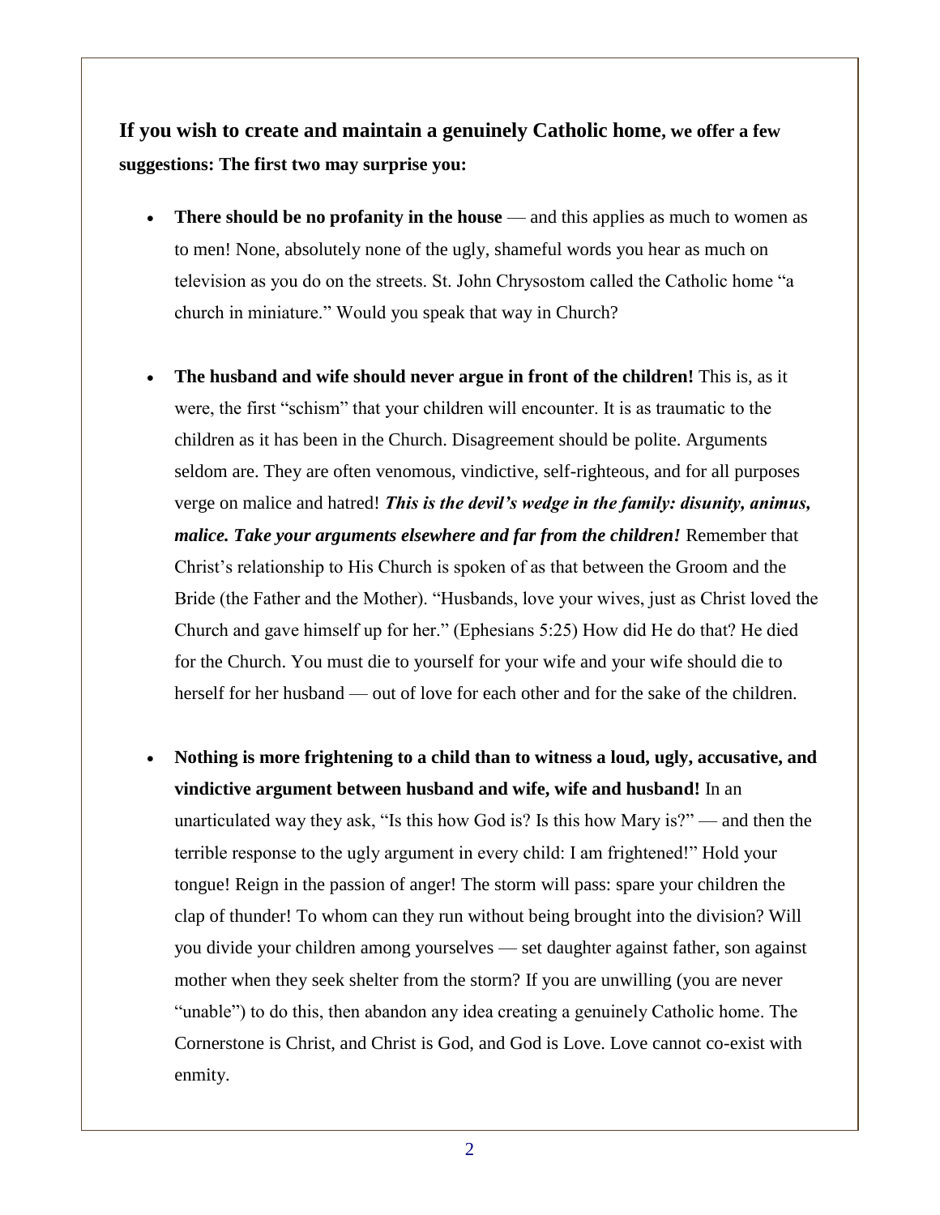**If you wish to create and maintain a genuinely Catholic home, we offer a few suggestions: The first two may surprise you:**

- **There should be no profanity in the house** — and this applies as much to women as to men! None, absolutely none of the ugly, shameful words you hear as much on television as you do on the streets. St. John Chrysostom called the Catholic home "a church in miniature." Would you speak that way in Church?

- **The husband and wife should never argue in front of the children!** This is, as it were, the first "schism" that your children will encounter. It is as traumatic to the children as it has been in the Church. Disagreement should be polite. Arguments seldom are. They are often venomous, vindictive, self-righteous, and for all purposes verge on malice and hatred! ***This is the devil's wedge in the family: disunity, animus, malice. Take your arguments elsewhere and far from the children!*** Remember that Christ's relationship to His Church is spoken of as that between the Groom and the Bride (the Father and the Mother). "Husbands, love your wives, just as Christ loved the Church and gave himself up for her." (Ephesians 5:25) How did He do that? He died for the Church. You must die to yourself for your wife and your wife should die to herself for her husband — out of love for each other and for the sake of the children.

- **Nothing is more frightening to a child than to witness a loud, ugly, accusative, and vindictive argument between husband and wife, wife and husband!** In an unarticulated way they ask, "Is this how God is? Is this how Mary is?" — and then the terrible response to the ugly argument in every child: I am frightened!" Hold your tongue! Reign in the passion of anger! The storm will pass: spare your children the clap of thunder! To whom can they run without being brought into the division? Will you divide your children among yourselves — set daughter against father, son against mother when they seek shelter from the storm? If you are unwilling (you are never "unable") to do this, then abandon any idea creating a genuinely Catholic home. The Cornerstone is Christ, and Christ is God, and God is Love. Love cannot co-exist with enmity.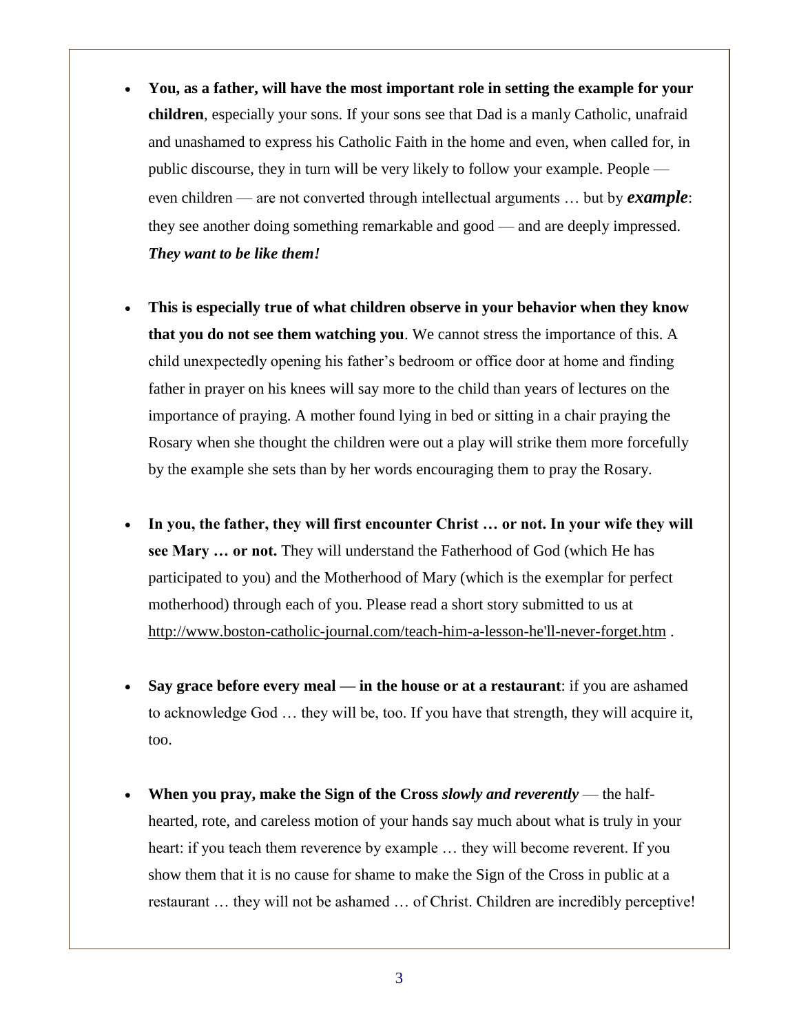- **You, as a father, will have the most important role in setting the example for your children**, especially your sons. If your sons see that Dad is a manly Catholic, unafraid and unashamed to express his Catholic Faith in the home and even, when called for, in public discourse, they in turn will be very likely to follow your example. People — even children — are not converted through intellectual arguments … but by ***example***: they see another doing something remarkable and good — and are deeply impressed. ***They want to be like them!***

- **This is especially true of what children observe in your behavior when they know that you do not see them watching you**. We cannot stress the importance of this. A child unexpectedly opening his father's bedroom or office door at home and finding father in prayer on his knees will say more to the child than years of lectures on the importance of praying. A mother found lying in bed or sitting in a chair praying the Rosary when she thought the children were out a play will strike them more forcefully by the example she sets than by her words encouraging them to pray the Rosary.

- **In you, the father, they will first encounter Christ … or not. In your wife they will see Mary … or not.** They will understand the Fatherhood of God (which He has participated to you) and the Motherhood of Mary (which is the exemplar for perfect motherhood) through each of you. Please read a short story submitted to us at http://www.boston-catholic-journal.com/teach-him-a-lesson-he'll-never-forget.htm .

- **Say grace before every meal — in the house or at a restaurant**: if you are ashamed to acknowledge God … they will be, too. If you have that strength, they will acquire it, too.

- **When you pray, make the Sign of the Cross *slowly and reverently*** — the half-hearted, rote, and careless motion of your hands say much about what is truly in your heart: if you teach them reverence by example … they will become reverent. If you show them that it is no cause for shame to make the Sign of the Cross in public at a restaurant … they will not be ashamed … of Christ. Children are incredibly perceptive!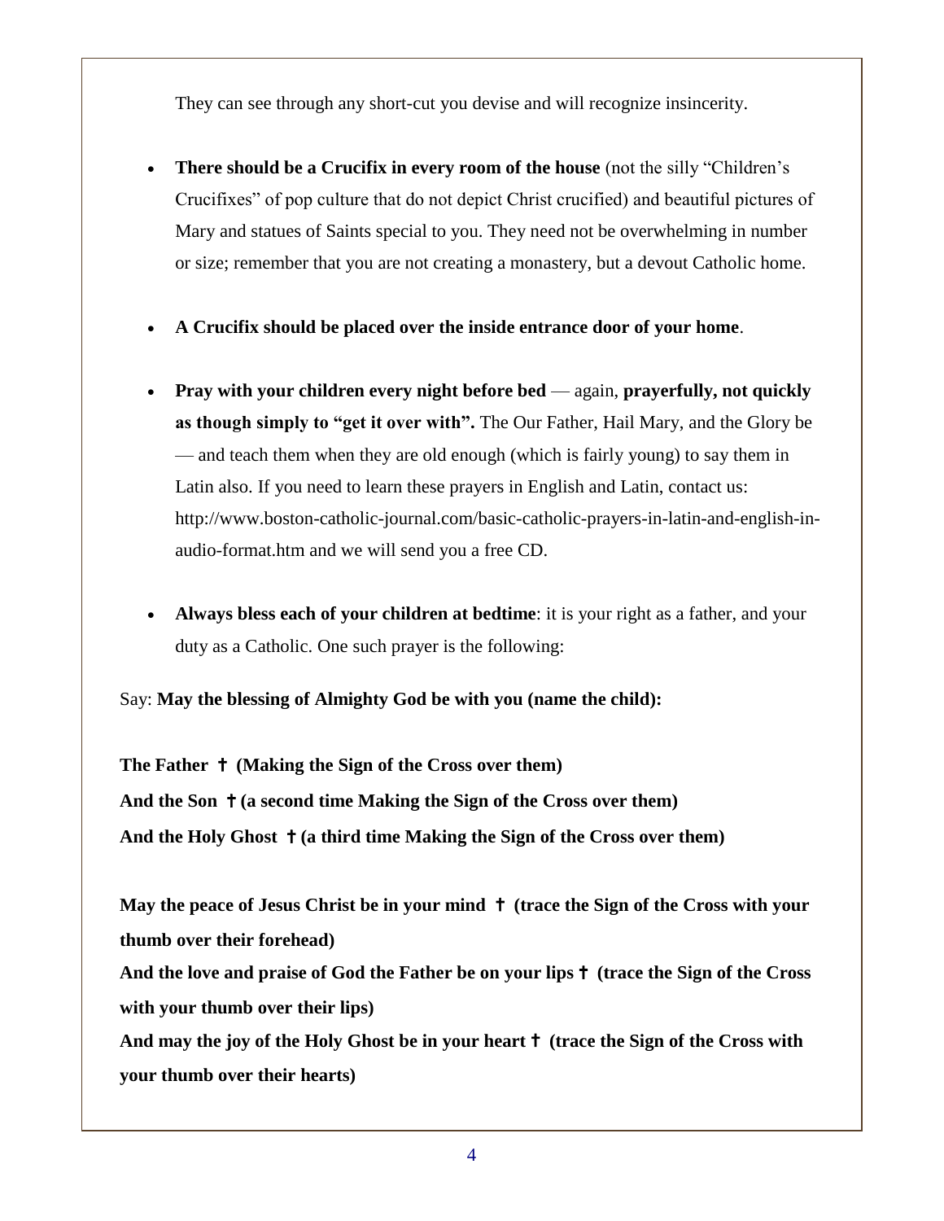They can see through any short-cut you devise and will recognize insincerity.

- **There should be a Crucifix in every room of the house** (not the silly "Children's Crucifixes" of pop culture that do not depict Christ crucified) and beautiful pictures of Mary and statues of Saints special to you. They need not be overwhelming in number or size; remember that you are not creating a monastery, but a devout Catholic home.

- **A Crucifix should be placed over the inside entrance door of your home**.

- **Pray with your children every night before bed** — again, **prayerfully, not quickly as though simply to "get it over with".** The Our Father, Hail Mary, and the Glory be — and teach them when they are old enough (which is fairly young) to say them in Latin also. If you need to learn these prayers in English and Latin, contact us: http://www.boston-catholic-journal.com/basic-catholic-prayers-in-latin-and-english-in-audio-format.htm and we will send you a free CD.

- **Always bless each of your children at bedtime**: it is your right as a father, and your duty as a Catholic. One such prayer is the following:

Say: **May the blessing of Almighty God be with you (name the child):**

**The Father ✝ (Making the Sign of the Cross over them)**
**And the Son ✝ (a second time Making the Sign of the Cross over them)**
**And the Holy Ghost ✝ (a third time Making the Sign of the Cross over them)**

**May the peace of Jesus Christ be in your mind ✝ (trace the Sign of the Cross with your thumb over their forehead)**
**And the love and praise of God the Father be on your lips ✝ (trace the Sign of the Cross with your thumb over their lips)**
**And may the joy of the Holy Ghost be in your heart ✝ (trace the Sign of the Cross with your thumb over their hearts)**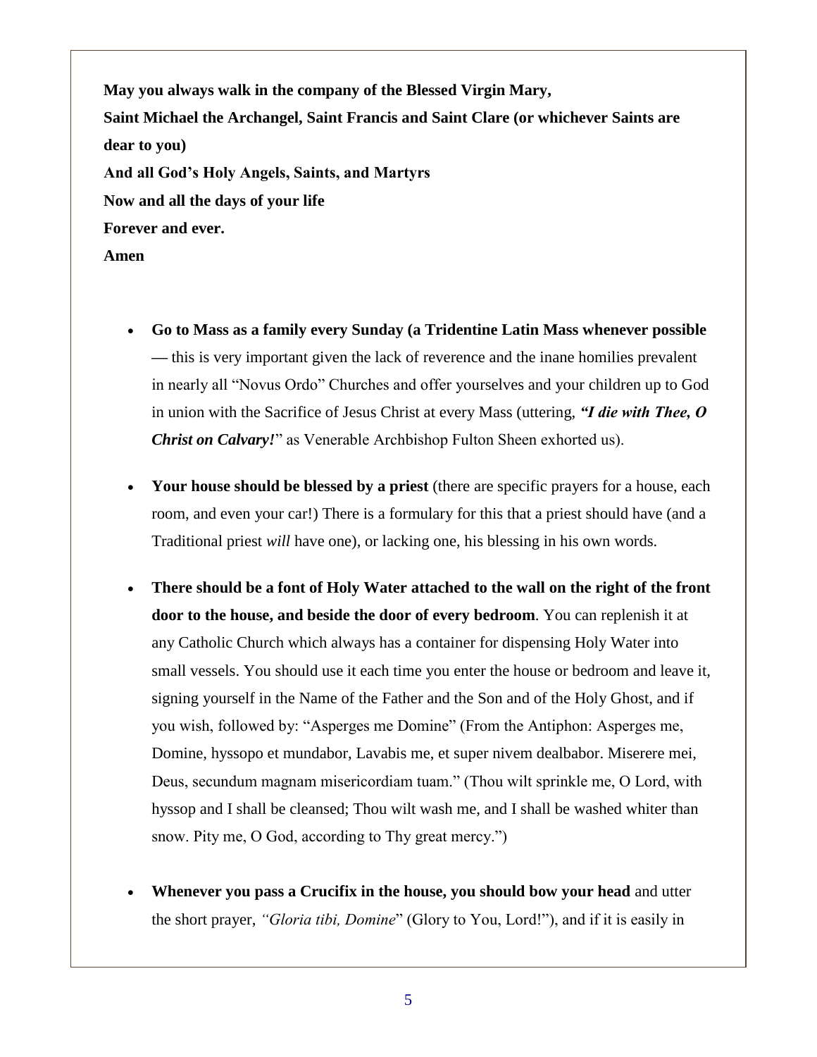**May you always walk in the company of the Blessed Virgin Mary,**
**Saint Michael the Archangel, Saint Francis and Saint Clare (or whichever Saints are dear to you)**
**And all God's Holy Angels, Saints, and Martyrs**
**Now and all the days of your life**
**Forever and ever.**
**Amen**

- **Go to Mass as a family every Sunday (a Tridentine Latin Mass whenever possible —** this is very important given the lack of reverence and the inane homilies prevalent in nearly all "Novus Ordo" Churches and offer yourselves and your children up to God in union with the Sacrifice of Jesus Christ at every Mass (uttering, ***"I die with Thee, O Christ on Calvary!***" as Venerable Archbishop Fulton Sheen exhorted us).

- **Your house should be blessed by a priest** (there are specific prayers for a house, each room, and even your car!) There is a formulary for this that a priest should have (and a Traditional priest *will* have one), or lacking one, his blessing in his own words.

- **There should be a font of Holy Water attached to the wall on the right of the front door to the house, and beside the door of every bedroom**. You can replenish it at any Catholic Church which always has a container for dispensing Holy Water into small vessels. You should use it each time you enter the house or bedroom and leave it, signing yourself in the Name of the Father and the Son and of the Holy Ghost, and if you wish, followed by: "Asperges me Domine" (From the Antiphon: Asperges me, Domine, hyssopo et mundabor, Lavabis me, et super nivem dealbabor. Miserere mei, Deus, secundum magnam misericordiam tuam." (Thou wilt sprinkle me, O Lord, with hyssop and I shall be cleansed; Thou wilt wash me, and I shall be washed whiter than snow. Pity me, O God, according to Thy great mercy.")

- **Whenever you pass a Crucifix in the house, you should bow your head** and utter the short prayer, *"Gloria tibi, Domine*" (Glory to You, Lord!"), and if it is easily in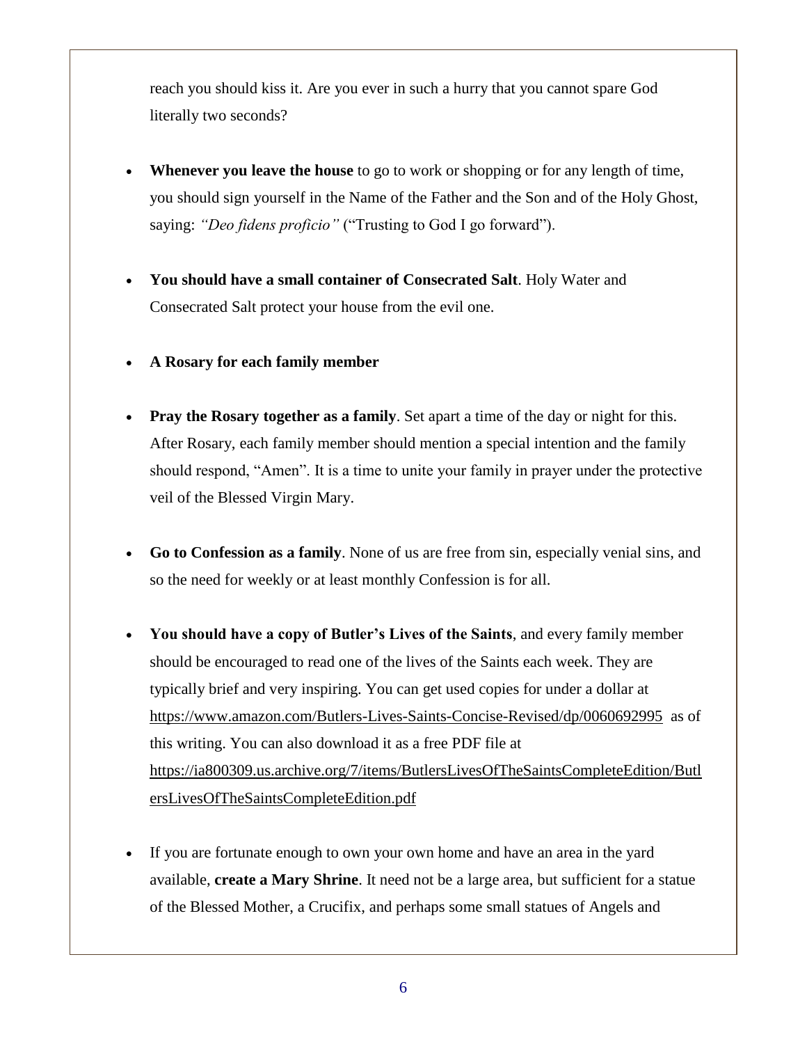reach you should kiss it. Are you ever in such a hurry that you cannot spare God literally two seconds?

- **Whenever you leave the house** to go to work or shopping or for any length of time, you should sign yourself in the Name of the Father and the Son and of the Holy Ghost, saying: *"Deo fidens proficio"* ("Trusting to God I go forward").

- **You should have a small container of Consecrated Salt**. Holy Water and Consecrated Salt protect your house from the evil one.

- **A Rosary for each family member**

- **Pray the Rosary together as a family**. Set apart a time of the day or night for this. After Rosary, each family member should mention a special intention and the family should respond, "Amen". It is a time to unite your family in prayer under the protective veil of the Blessed Virgin Mary.

- **Go to Confession as a family**. None of us are free from sin, especially venial sins, and so the need for weekly or at least monthly Confession is for all.

- **You should have a copy of Butler's Lives of the Saints**, and every family member should be encouraged to read one of the lives of the Saints each week. They are typically brief and very inspiring. You can get used copies for under a dollar at https://www.amazon.com/Butlers-Lives-Saints-Concise-Revised/dp/0060692995 as of this writing. You can also download it as a free PDF file at https://ia800309.us.archive.org/7/items/ButlersLivesOfTheSaintsCompleteEdition/ButlersLivesOfTheSaintsCompleteEdition.pdf

- If you are fortunate enough to own your own home and have an area in the yard available, **create a Mary Shrine**. It need not be a large area, but sufficient for a statue of the Blessed Mother, a Crucifix, and perhaps some small statues of Angels and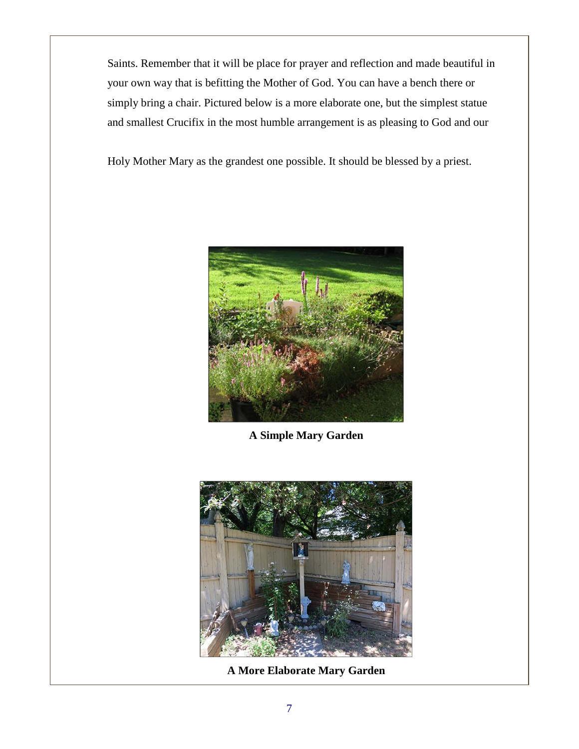Saints. Remember that it will be place for prayer and reflection and made beautiful in your own way that is befitting the Mother of God. You can have a bench there or simply bring a chair. Pictured below is a more elaborate one, but the simplest statue and smallest Crucifix in the most humble arrangement is as pleasing to God and our

Holy Mother Mary as the grandest one possible. It should be blessed by a priest.

**A Simple Mary Garden**

**A More Elaborate Mary Garden**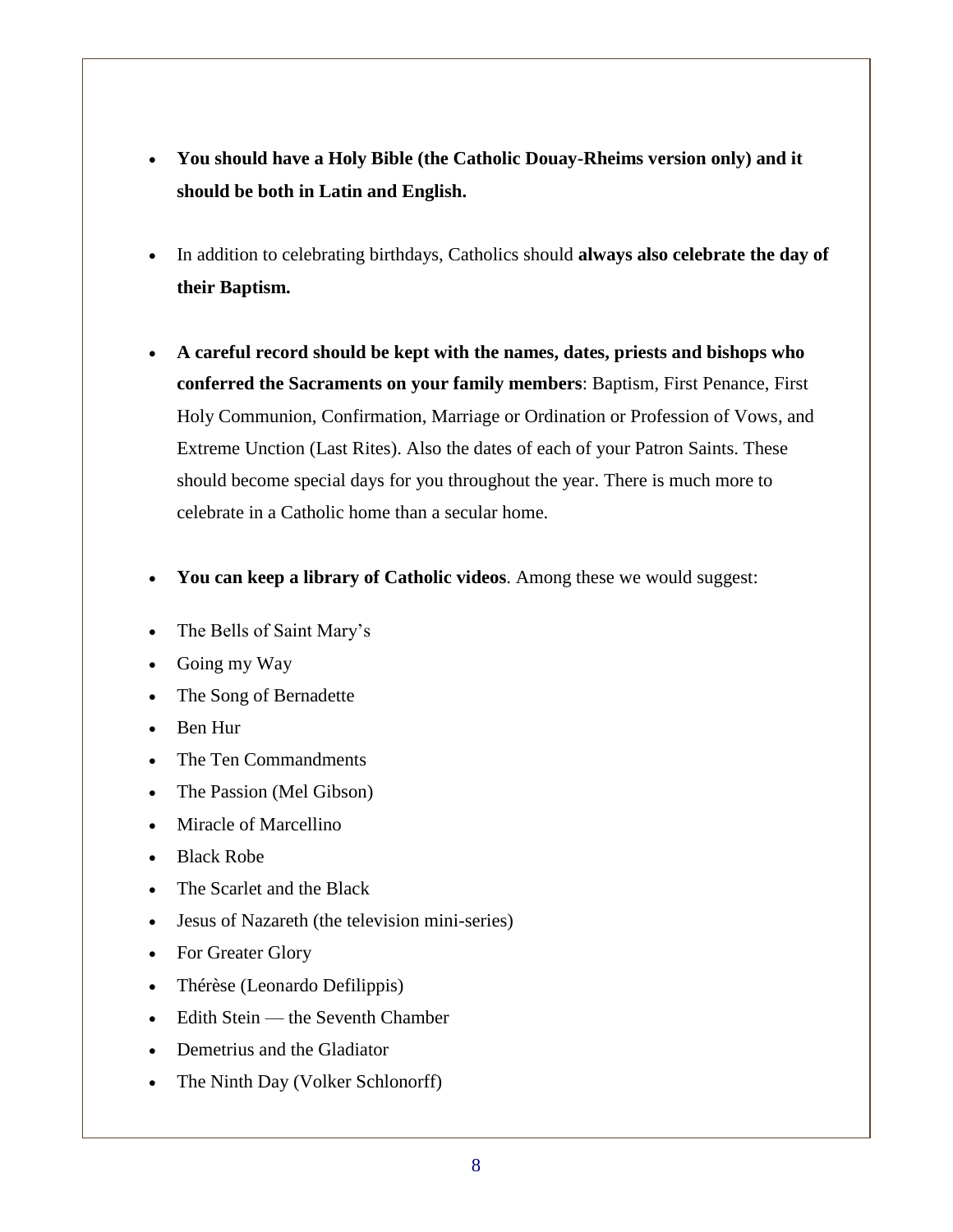- **You should have a Holy Bible (the Catholic Douay-Rheims version only) and it should be both in Latin and English.**

- In addition to celebrating birthdays, Catholics should **always also celebrate the day of their Baptism.**

- **A careful record should be kept with the names, dates, priests and bishops who conferred the Sacraments on your family members**: Baptism, First Penance, First Holy Communion, Confirmation, Marriage or Ordination or Profession of Vows, and Extreme Unction (Last Rites). Also the dates of each of your Patron Saints. These should become special days for you throughout the year. There is much more to celebrate in a Catholic home than a secular home.

- **You can keep a library of Catholic videos**. Among these we would suggest:

- The Bells of Saint Mary's
- Going my Way
- The Song of Bernadette
- Ben Hur
- The Ten Commandments
- The Passion (Mel Gibson)
- Miracle of Marcellino
- Black Robe
- The Scarlet and the Black
- Jesus of Nazareth (the television mini-series)
- For Greater Glory
- Thérèse (Leonardo Defilippis)
- Edith Stein — the Seventh Chamber
- Demetrius and the Gladiator
- The Ninth Day (Volker Schlonorff)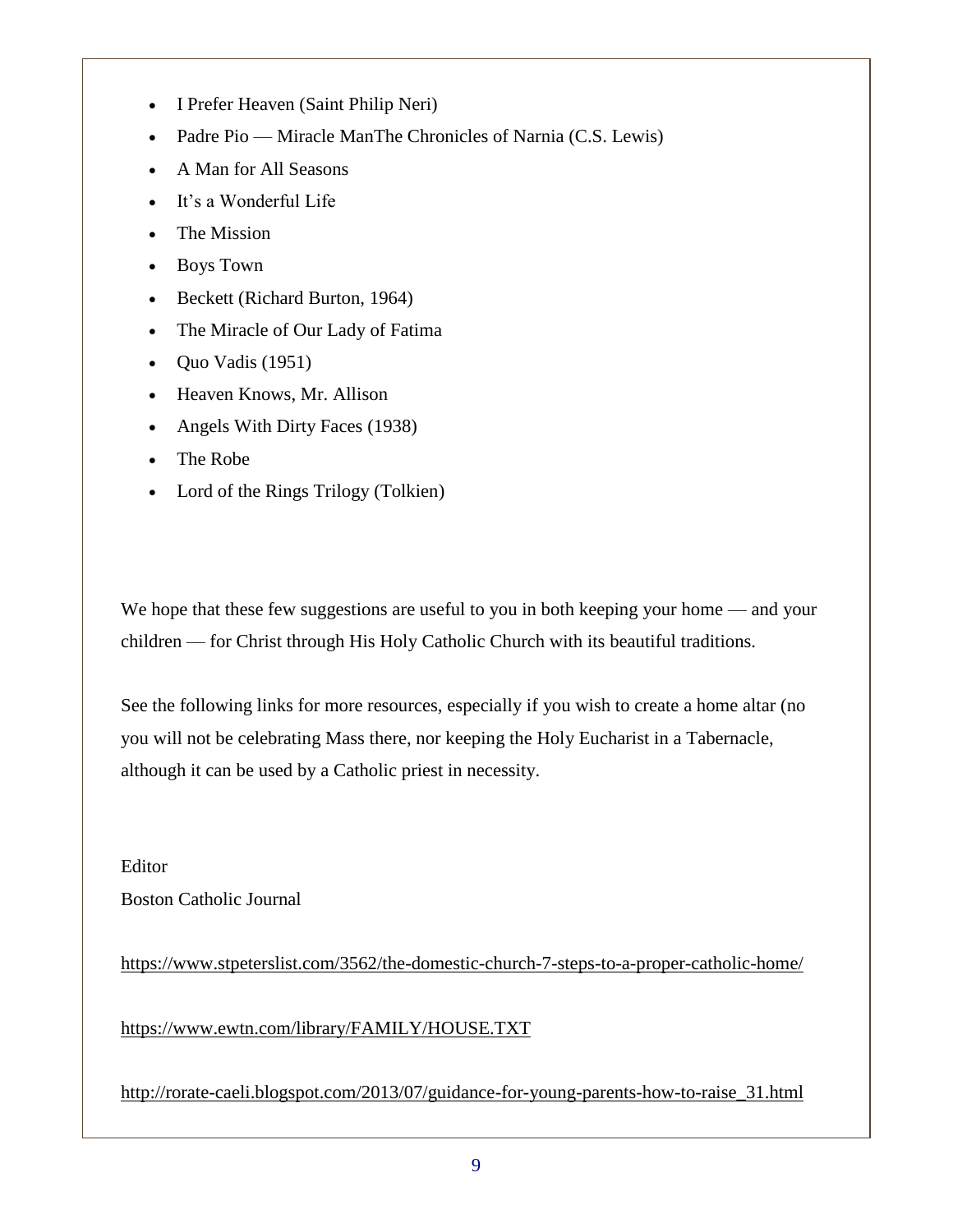- I Prefer Heaven (Saint Philip Neri)
- Padre Pio — Miracle ManThe Chronicles of Narnia (C.S. Lewis)
- A Man for All Seasons
- It's a Wonderful Life
- The Mission
- Boys Town
- Beckett (Richard Burton, 1964)
- The Miracle of Our Lady of Fatima
- Quo Vadis (1951)
- Heaven Knows, Mr. Allison
- Angels With Dirty Faces (1938)
- The Robe
- Lord of the Rings Trilogy (Tolkien)

We hope that these few suggestions are useful to you in both keeping your home — and your children — for Christ through His Holy Catholic Church with its beautiful traditions.

See the following links for more resources, especially if you wish to create a home altar (no you will not be celebrating Mass there, nor keeping the Holy Eucharist in a Tabernacle, although it can be used by a Catholic priest in necessity.

Editor
Boston Catholic Journal

https://www.stpeterslist.com/3562/the-domestic-church-7-steps-to-a-proper-catholic-home/

https://www.ewtn.com/library/FAMILY/HOUSE.TXT

http://rorate-caeli.blogspot.com/2013/07/guidance-for-young-parents-how-to-raise_31.html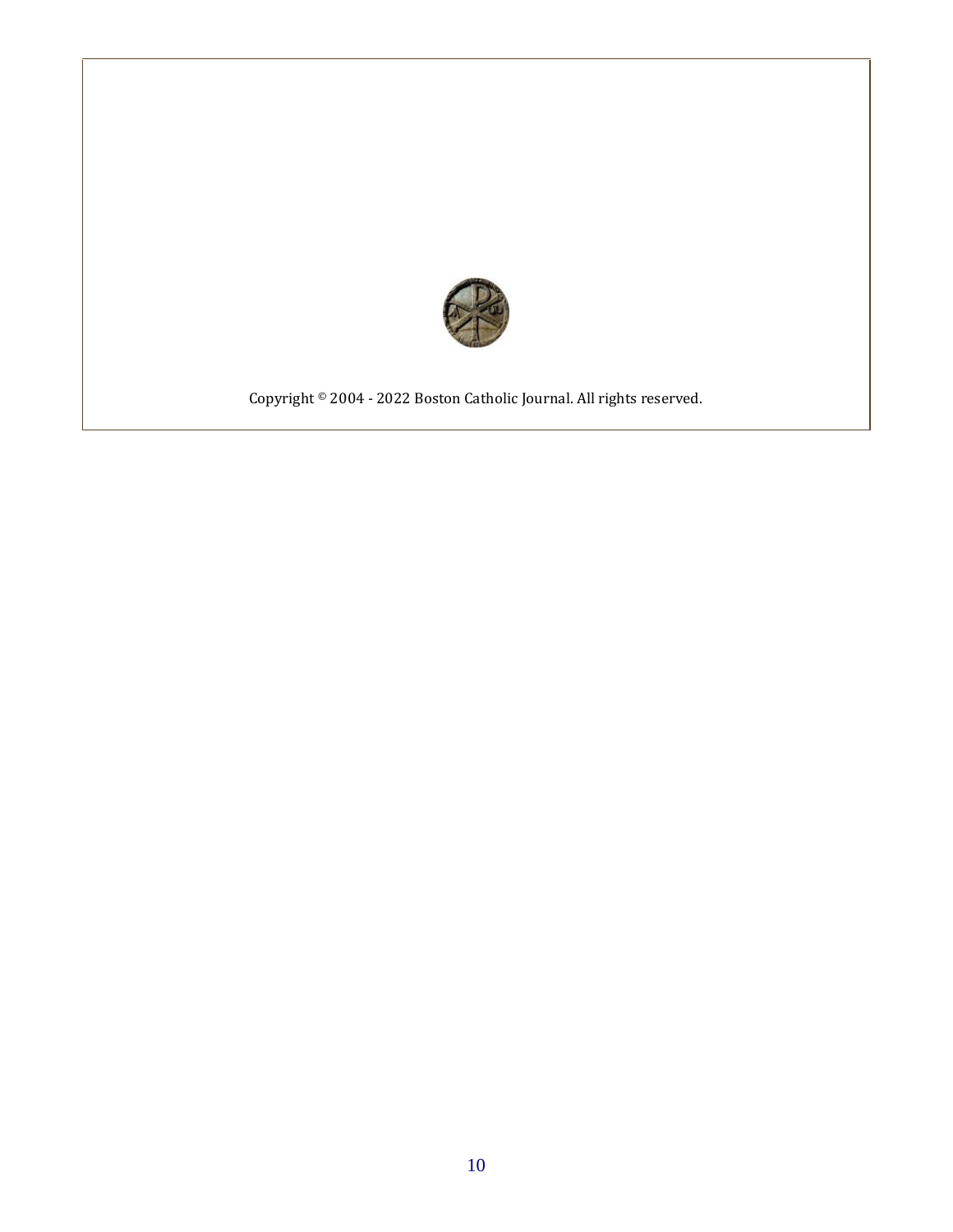Copyright © 2004 - 2022 Boston Catholic Journal. All rights reserved.